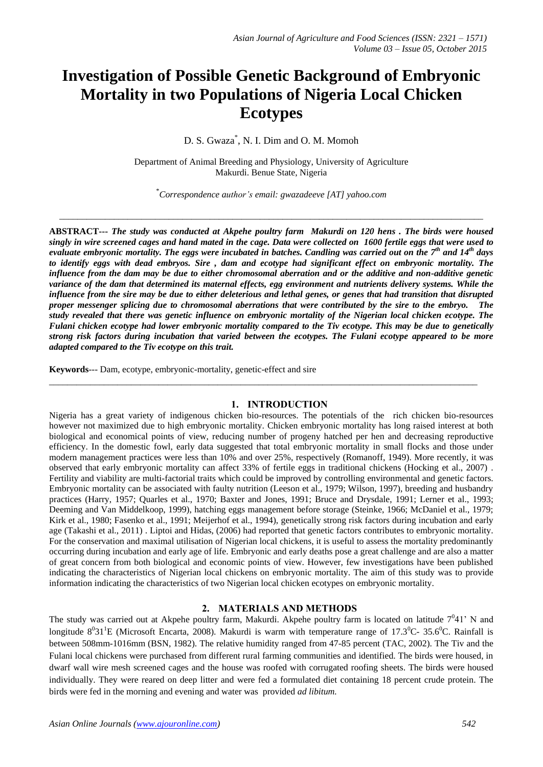# Investigation of Possible Genetic Background of Embryonic Mortality in two Populations of Nigeria Local Chicken Ecotypes

D. S. Gwaza[*], N. I. Dim and O. M. Momoh

Department of Animal Breeding and Physiology, University of Agriculture
Makurdi. Benue State, Nigeria

*[*]Correspondence author's email: gwazadeeve [AT] yahoo.com*

---

**ABSTRACT---** ***The study was conducted at Akpehe poultry farm Makurdi on 120 hens . The birds were housed singly in wire screened cages and hand mated in the cage. Data were collected on 1600 fertile eggs that were used to evaluate embryonic mortality. The eggs were incubated in batches. Candling was carried out on the 7<sup>th</sup> and 14<sup>th</sup> days to identify eggs with dead embryos. Sire , dam and ecotype had significant effect on embryonic mortality. The influence from the dam may be due to either chromosomal aberration and or the additive and non-additive genetic variance of the dam that determined its maternal effects, egg environment and nutrients delivery systems. While the influence from the sire may be due to either deleterious and lethal genes, or genes that had transition that disrupted proper messenger splicing due to chromosomal aberrations that were contributed by the sire to the embryo. The study revealed that there was genetic influence on embryonic mortality of the Nigerian local chicken ecotype. The Fulani chicken ecotype had lower embryonic mortality compared to the Tiv ecotype. This may be due to genetically strong risk factors during incubation that varied between the ecotypes. The Fulani ecotype appeared to be more adapted compared to the Tiv ecotype on this trait.***

**Keywords**--- Dam, ecotype, embryonic-mortality, genetic-effect and sire

---

## 1. INTRODUCTION

Nigeria has a great variety of indigenous chicken bio-resources. The potentials of the rich chicken bio-resources however not maximized due to high embryonic mortality. Chicken embryonic mortality has long raised interest at both biological and economical points of view, reducing number of progeny hatched per hen and decreasing reproductive efficiency. In the domestic fowl, early data suggested that total embryonic mortality in small flocks and those under modern management practices were less than 10% and over 25%, respectively (Romanoff, 1949). More recently, it was observed that early embryonic mortality can affect 33% of fertile eggs in traditional chickens (Hocking et al., 2007) . Fertility and viability are multi-factorial traits which could be improved by controlling environmental and genetic factors. Embryonic mortality can be associated with faulty nutrition (Leeson et al., 1979; Wilson, 1997), breeding and husbandry practices (Harry, 1957; Quarles et al., 1970; Baxter and Jones, 1991; Bruce and Drysdale, 1991; Lerner et al., 1993; Deeming and Van Middelkoop, 1999), hatching eggs management before storage (Steinke, 1966; McDaniel et al., 1979; Kirk et al., 1980; Fasenko et al., 1991; Meijerhof et al., 1994), genetically strong risk factors during incubation and early age (Takashi et al., 2011) . Liptoi and Hidas, (2006) had reported that genetic factors contributes to embryonic mortality. For the conservation and maximal utilisation of Nigerian local chickens, it is useful to assess the mortality predominantly occurring during incubation and early age of life. Embryonic and early deaths pose a great challenge and are also a matter of great concern from both biological and economic points of view. However, few investigations have been published indicating the characteristics of Nigerian local chickens on embryonic mortality. The aim of this study was to provide information indicating the characteristics of two Nigerian local chicken ecotypes on embryonic mortality.

## 2. MATERIALS AND METHODS

The study was carried out at Akpehe poultry farm, Makurdi. Akpehe poultry farm is located on latitude $7^0 41'$ N and longitude $8^0 31^1$E (Microsoft Encarta, 2008). Makurdi is warm with temperature range of $17.3^0$C- $35.6^0$C. Rainfall is between 508mm-1016mm (BSN, 1982). The relative humidity ranged from 47-85 percent (TAC, 2002). The Tiv and the Fulani local chickens were purchased from different rural farming communities and identified. The birds were housed, in dwarf wall wire mesh screened cages and the house was roofed with corrugated roofing sheets. The birds were housed individually. They were reared on deep litter and were fed a formulated diet containing 18 percent crude protein. The birds were fed in the morning and evening and water was provided *ad libitum.*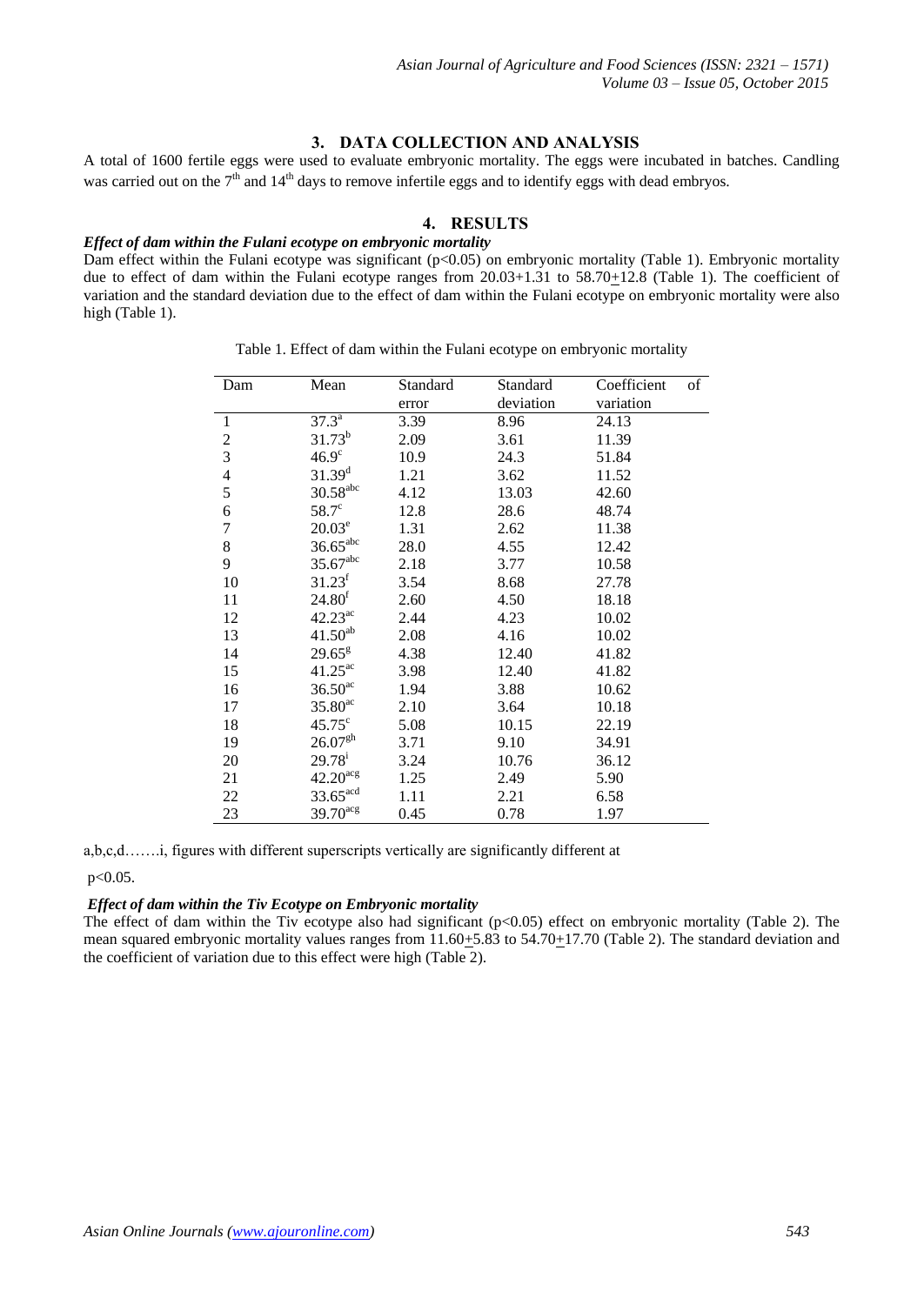## 3. DATA COLLECTION AND ANALYSIS

A total of 1600 fertile eggs were used to evaluate embryonic mortality. The eggs were incubated in batches. Candling was carried out on the 7th and 14th days to remove infertile eggs and to identify eggs with dead embryos.

## 4. RESULTS

***Effect of dam within the Fulani ecotype on embryonic mortality***

Dam effect within the Fulani ecotype was significant ($p<0.05$) on embryonic mortality (Table 1). Embryonic mortality due to effect of dam within the Fulani ecotype ranges from 20.03+1.31 to 58.70±12.8 (Table 1). The coefficient of variation and the standard deviation due to the effect of dam within the Fulani ecotype on embryonic mortality were also high (Table 1).

Table 1. Effect of dam within the Fulani ecotype on embryonic mortality

| Dam | Mean | Standard error | Standard deviation | Coefficient of variation |
|---|---|---|---|---|
| 1 | $37.3^{a}$ | 3.39 | 8.96 | 24.13 |
| 2 | $31.73^{b}$ | 2.09 | 3.61 | 11.39 |
| 3 | $46.9^{c}$ | 10.9 | 24.3 | 51.84 |
| 4 | $31.39^{d}$ | 1.21 | 3.62 | 11.52 |
| 5 | $30.58^{abc}$ | 4.12 | 13.03 | 42.60 |
| 6 | $58.7^{c}$ | 12.8 | 28.6 | 48.74 |
| 7 | $20.03^{e}$ | 1.31 | 2.62 | 11.38 |
| 8 | $36.65^{abc}$ | 28.0 | 4.55 | 12.42 |
| 9 | $35.67^{abc}$ | 2.18 | 3.77 | 10.58 |
| 10 | $31.23^{f}$ | 3.54 | 8.68 | 27.78 |
| 11 | $24.80^{f}$ | 2.60 | 4.50 | 18.18 |
| 12 | $42.23^{ac}$ | 2.44 | 4.23 | 10.02 |
| 13 | $41.50^{ab}$ | 2.08 | 4.16 | 10.02 |
| 14 | $29.65^{g}$ | 4.38 | 12.40 | 41.82 |
| 15 | $41.25^{ac}$ | 3.98 | 12.40 | 41.82 |
| 16 | $36.50^{ac}$ | 1.94 | 3.88 | 10.62 |
| 17 | $35.80^{ac}$ | 2.10 | 3.64 | 10.18 |
| 18 | $45.75^{c}$ | 5.08 | 10.15 | 22.19 |
| 19 | $26.07^{gh}$ | 3.71 | 9.10 | 34.91 |
| 20 | $29.78^{i}$ | 3.24 | 10.76 | 36.12 |
| 21 | $42.20^{acg}$ | 1.25 | 2.49 | 5.90 |
| 22 | $33.65^{acd}$ | 1.11 | 2.21 | 6.58 |
| 23 | $39.70^{acg}$ | 0.45 | 0.78 | 1.97 |

a,b,c,d…….i, figures with different superscripts vertically are significantly different at $p<0.05$.

***Effect of dam within the Tiv Ecotype on Embryonic mortality***

The effect of dam within the Tiv ecotype also had significant ($p<0.05$) effect on embryonic mortality (Table 2). The mean squared embryonic mortality values ranges from 11.60±5.83 to 54.70±17.70 (Table 2). The standard deviation and the coefficient of variation due to this effect were high (Table 2).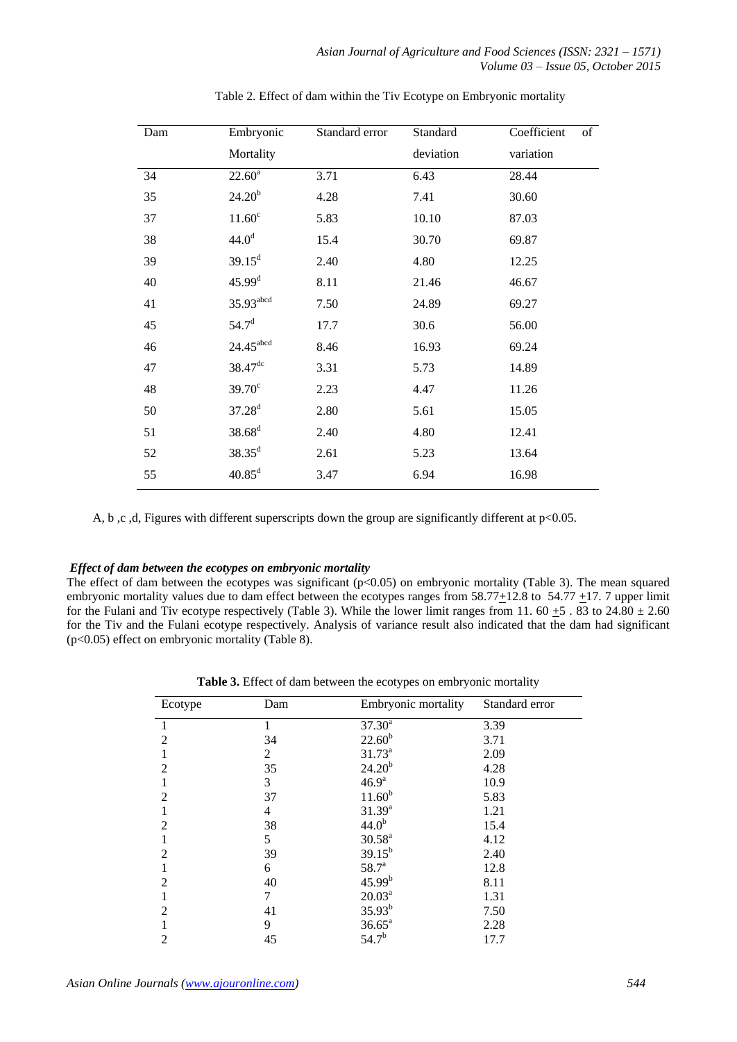Table 2. Effect of dam within the Tiv Ecotype on Embryonic mortality

| Dam | Embryonic Mortality | Standard error | Standard deviation | Coefficient of variation |
|---|---|---|---|---|
| 34 | $22.60^{a}$ | 3.71 | 6.43 | 28.44 |
| 35 | $24.20^{b}$ | 4.28 | 7.41 | 30.60 |
| 37 | $11.60^{c}$ | 5.83 | 10.10 | 87.03 |
| 38 | $44.0^{d}$ | 15.4 | 30.70 | 69.87 |
| 39 | $39.15^{d}$ | 2.40 | 4.80 | 12.25 |
| 40 | $45.99^{d}$ | 8.11 | 21.46 | 46.67 |
| 41 | $35.93^{abcd}$ | 7.50 | 24.89 | 69.27 |
| 45 | $54.7^{d}$ | 17.7 | 30.6 | 56.00 |
| 46 | $24.45^{abcd}$ | 8.46 | 16.93 | 69.24 |
| 47 | $38.47^{dc}$ | 3.31 | 5.73 | 14.89 |
| 48 | $39.70^{c}$ | 2.23 | 4.47 | 11.26 |
| 50 | $37.28^{d}$ | 2.80 | 5.61 | 15.05 |
| 51 | $38.68^{d}$ | 2.40 | 4.80 | 12.41 |
| 52 | $38.35^{d}$ | 2.61 | 5.23 | 13.64 |
| 55 | $40.85^{d}$ | 3.47 | 6.94 | 16.98 |

A, b ,c ,d, Figures with different superscripts down the group are significantly different at $p<0.05$.

### *Effect of dam between the ecotypes on embryonic mortality*

The effect of dam between the ecotypes was significant ($p<0.05$) on embryonic mortality (Table 3). The mean squared embryonic mortality values due to dam effect between the ecotypes ranges from $58.77 \pm 12.8$ to $54.77 \pm 17.7$ upper limit for the Fulani and Tiv ecotype respectively (Table 3). While the lower limit ranges from $11.60 \pm 5.83$ to $24.80 \pm 2.60$ for the Tiv and the Fulani ecotype respectively. Analysis of variance result also indicated that the dam had significant ($p<0.05$) effect on embryonic mortality (Table 8).

**Table 3.** Effect of dam between the ecotypes on embryonic mortality

| Ecotype | Dam | Embryonic mortality | Standard error |
|---|---|---|---|
| 1 | 1 | $37.30^{a}$ | 3.39 |
| 2 | 34 | $22.60^{b}$ | 3.71 |
| 1 | 2 | $31.73^{a}$ | 2.09 |
| 2 | 35 | $24.20^{b}$ | 4.28 |
| 1 | 3 | $46.9^{a}$ | 10.9 |
| 2 | 37 | $11.60^{b}$ | 5.83 |
| 1 | 4 | $31.39^{a}$ | 1.21 |
| 2 | 38 | $44.0^{b}$ | 15.4 |
| 1 | 5 | $30.58^{a}$ | 4.12 |
| 2 | 39 | $39.15^{b}$ | 2.40 |
| 1 | 6 | $58.7^{a}$ | 12.8 |
| 2 | 40 | $45.99^{b}$ | 8.11 |
| 1 | 7 | $20.03^{a}$ | 1.31 |
| 2 | 41 | $35.93^{b}$ | 7.50 |
| 1 | 9 | $36.65^{a}$ | 2.28 |
| 2 | 45 | $54.7^{b}$ | 17.7 |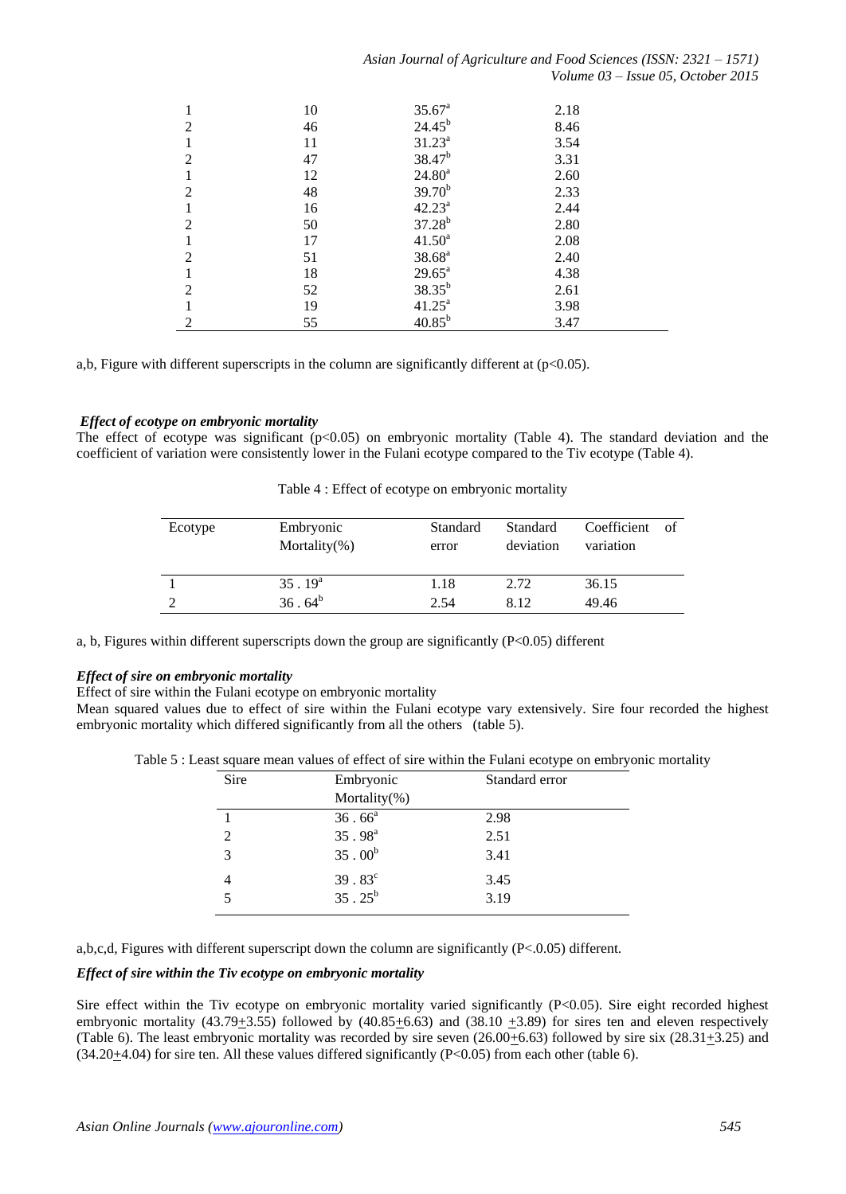| | | | |
|---|---|---|---|
| 1 | 10 | 35.67[a] | 2.18 |
| 2 | 46 | 24.45[b] | 8.46 |
| 1 | 11 | 31.23[a] | 3.54 |
| 2 | 47 | 38.47[b] | 3.31 |
| 1 | 12 | 24.80[a] | 2.60 |
| 2 | 48 | 39.70[b] | 2.33 |
| 1 | 16 | 42.23[a] | 2.44 |
| 2 | 50 | 37.28[b] | 2.80 |
| 1 | 17 | 41.50[a] | 2.08 |
| 2 | 51 | 38.68[a] | 2.40 |
| 1 | 18 | 29.65[a] | 4.38 |
| 2 | 52 | 38.35[b] | 2.61 |
| 1 | 19 | 41.25[a] | 3.98 |
| 2 | 55 | 40.85[b] | 3.47 |

a,b, Figure with different superscripts in the column are significantly different at ($p<0.05$).

### *Effect of ecotype on embryonic mortality*

The effect of ecotype was significant ($p<0.05$) on embryonic mortality (Table 4). The standard deviation and the coefficient of variation were consistently lower in the Fulani ecotype compared to the Tiv ecotype (Table 4).

Table 4 : Effect of ecotype on embryonic mortality

| Ecotype | Embryonic Mortality(%) | Standard error | Standard deviation | Coefficient of variation |
|---|---|---|---|---|
| 1 | 35 . 19[a] | 1.18 | 2.72 | 36.15 |
| 2 | 36 . 64[b] | 2.54 | 8.12 | 49.46 |

a, b, Figures within different superscripts down the group are significantly ($P<0.05$) different

### *Effect of sire on embryonic mortality*

Effect of sire within the Fulani ecotype on embryonic mortality

Mean squared values due to effect of sire within the Fulani ecotype vary extensively. Sire four recorded the highest embryonic mortality which differed significantly from all the others (table 5).

Table 5 : Least square mean values of effect of sire within the Fulani ecotype on embryonic mortality

| Sire | Embryonic Mortality(%) | Standard error |
|---|---|---|
| 1 | 36 . 66[a] | 2.98 |
| 2 | 35 . 98[a] | 2.51 |
| 3 | 35 . 00[b] | 3.41 |
| 4 | 39 . 83[c] | 3.45 |
| 5 | 35 . 25[b] | 3.19 |

a,b,c,d, Figures with different superscript down the column are significantly ($P<.0.05$) different.

### *Effect of sire within the Tiv ecotype on embryonic mortality*

Sire effect within the Tiv ecotype on embryonic mortality varied significantly ($P<0.05$). Sire eight recorded highest embryonic mortality ($43.79 \pm 3.55$) followed by ($40.85 \pm 6.63$) and ($38.10 \pm 3.89$) for sires ten and eleven respectively (Table 6). The least embryonic mortality was recorded by sire seven ($26.00 \pm 6.63$) followed by sire six ($28.31 \pm 3.25$) and ($34.20 \pm 4.04$) for sire ten. All these values differed significantly ($P<0.05$) from each other (table 6).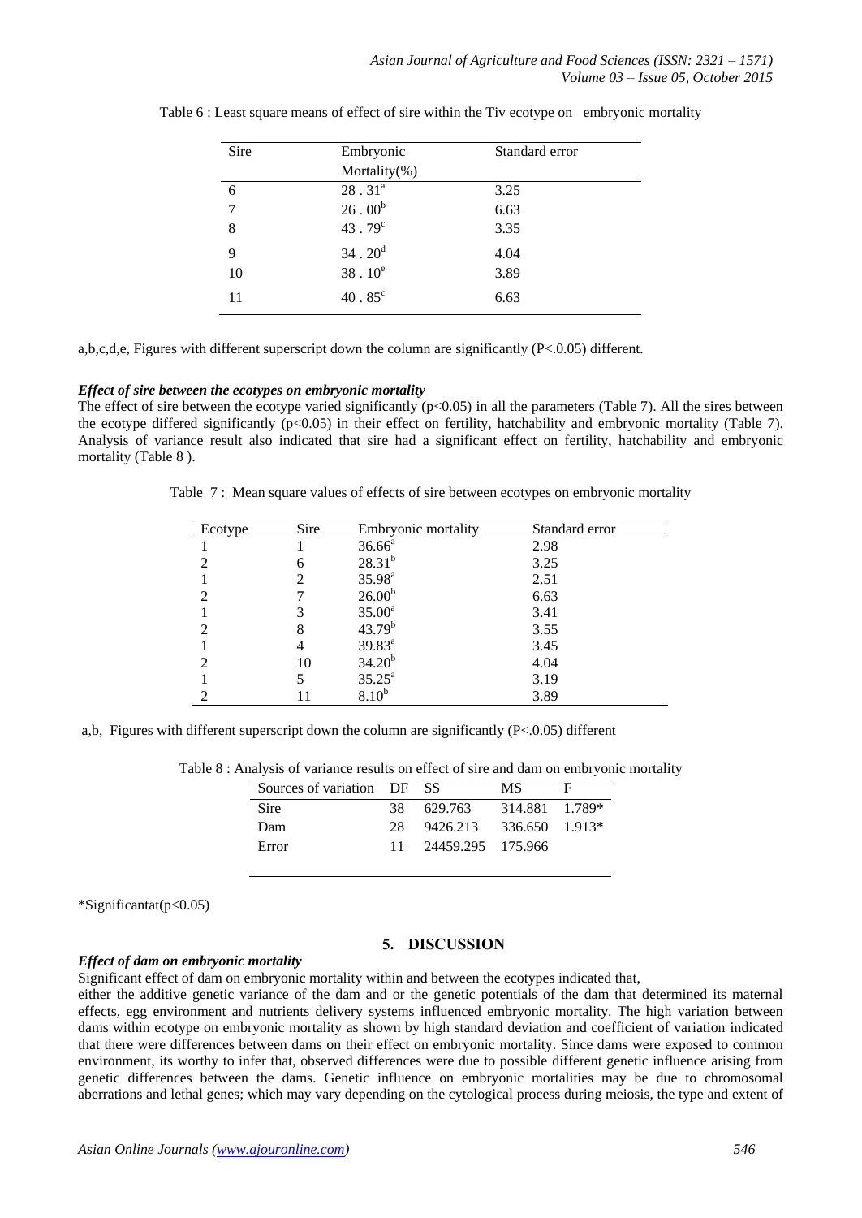Table 6 : Least square means of effect of sire within the Tiv ecotype on embryonic mortality

| Sire | Embryonic Mortality(%) | Standard error |
|---|---|---|
| 6 | 28 . 31[a] | 3.25 |
| 7 | 26 . 00[b] | 6.63 |
| 8 | 43 . 79[c] | 3.35 |
| 9 | 34 . 20[d] | 4.04 |
| 10 | 38 . 10[e] | 3.89 |
| 11 | 40 . 85[c] | 6.63 |

a,b,c,d,e, Figures with different superscript down the column are significantly (P<.0.05) different.

### *Effect of sire between the ecotypes on embryonic mortality*

The effect of sire between the ecotype varied significantly ($p<0.05$) in all the parameters (Table 7). All the sires between the ecotype differed significantly ($p<0.05$) in their effect on fertility, hatchability and embryonic mortality (Table 7). Analysis of variance result also indicated that sire had a significant effect on fertility, hatchability and embryonic mortality (Table 8 ).

Table 7 : Mean square values of effects of sire between ecotypes on embryonic mortality

| Ecotype | Sire | Embryonic mortality | Standard error |
|---|---|---|---|
| 1 | 1 | 36.66[a] | 2.98 |
| 2 | 6 | 28.31[b] | 3.25 |
| 1 | 2 | 35.98[a] | 2.51 |
| 2 | 7 | 26.00[b] | 6.63 |
| 1 | 3 | 35.00[a] | 3.41 |
| 2 | 8 | 43.79[b] | 3.55 |
| 1 | 4 | 39.83[a] | 3.45 |
| 2 | 10 | 34.20[b] | 4.04 |
| 1 | 5 | 35.25[a] | 3.19 |
| 2 | 11 | 8.10[b] | 3.89 |

a,b, Figures with different superscript down the column are significantly (P<.0.05) different

Table 8 : Analysis of variance results on effect of sire and dam on embryonic mortality

| Sources of variation | DF | SS | MS | F |
|---|---|---|---|---|
| Sire | 38 | 629.763 | 314.881 | 1.789* |
| Dam | 28 | 9426.213 | 336.650 | 1.913* |
| Error | 11 | 24459.295 | 175.966 | |

*Significantat($p<0.05$)

## 5. DISCUSSION

### *Effect of dam on embryonic mortality*

Significant effect of dam on embryonic mortality within and between the ecotypes indicated that, either the additive genetic variance of the dam and or the genetic potentials of the dam that determined its maternal effects, egg environment and nutrients delivery systems influenced embryonic mortality. The high variation between dams within ecotype on embryonic mortality as shown by high standard deviation and coefficient of variation indicated that there were differences between dams on their effect on embryonic mortality. Since dams were exposed to common environment, its worthy to infer that, observed differences were due to possible different genetic influence arising from genetic differences between the dams. Genetic influence on embryonic mortalities may be due to chromosomal aberrations and lethal genes; which may vary depending on the cytological process during meiosis, the type and extent of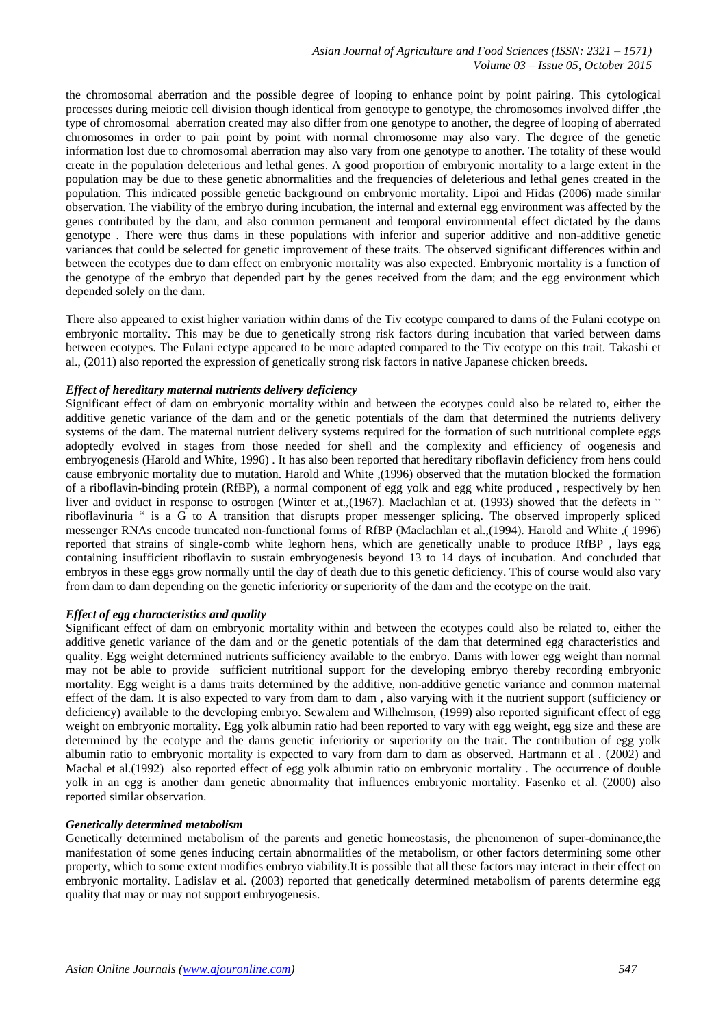the chromosomal aberration and the possible degree of looping to enhance point by point pairing. This cytological processes during meiotic cell division though identical from genotype to genotype, the chromosomes involved differ ,the type of chromosomal aberration created may also differ from one genotype to another, the degree of looping of aberrated chromosomes in order to pair point by point with normal chromosome may also vary. The degree of the genetic information lost due to chromosomal aberration may also vary from one genotype to another. The totality of these would create in the population deleterious and lethal genes. A good proportion of embryonic mortality to a large extent in the population may be due to these genetic abnormalities and the frequencies of deleterious and lethal genes created in the population. This indicated possible genetic background on embryonic mortality. Lipoi and Hidas (2006) made similar observation. The viability of the embryo during incubation, the internal and external egg environment was affected by the genes contributed by the dam, and also common permanent and temporal environmental effect dictated by the dams genotype . There were thus dams in these populations with inferior and superior additive and non-additive genetic variances that could be selected for genetic improvement of these traits. The observed significant differences within and between the ecotypes due to dam effect on embryonic mortality was also expected. Embryonic mortality is a function of the genotype of the embryo that depended part by the genes received from the dam; and the egg environment which depended solely on the dam.

There also appeared to exist higher variation within dams of the Tiv ecotype compared to dams of the Fulani ecotype on embryonic mortality. This may be due to genetically strong risk factors during incubation that varied between dams between ecotypes. The Fulani ectype appeared to be more adapted compared to the Tiv ecotype on this trait. Takashi et al., (2011) also reported the expression of genetically strong risk factors in native Japanese chicken breeds.

### *Effect of hereditary maternal nutrients delivery deficiency*

Significant effect of dam on embryonic mortality within and between the ecotypes could also be related to, either the additive genetic variance of the dam and or the genetic potentials of the dam that determined the nutrients delivery systems of the dam. The maternal nutrient delivery systems required for the formation of such nutritional complete eggs adoptedly evolved in stages from those needed for shell and the complexity and efficiency of oogenesis and embryogenesis (Harold and White, 1996) . It has also been reported that hereditary riboflavin deficiency from hens could cause embryonic mortality due to mutation. Harold and White ,(1996) observed that the mutation blocked the formation of a riboflavin-binding protein (RfBP), a normal component of egg yolk and egg white produced , respectively by hen liver and oviduct in response to ostrogen (Winter et at.,(1967). Maclachlan et at. (1993) showed that the defects in " riboflavinuria " is a G to A transition that disrupts proper messenger splicing. The observed improperly spliced messenger RNAs encode truncated non-functional forms of RfBP (Maclachlan et al.,(1994). Harold and White ,( 1996) reported that strains of single-comb white leghorn hens, which are genetically unable to produce RfBP , lays egg containing insufficient riboflavin to sustain embryogenesis beyond 13 to 14 days of incubation. And concluded that embryos in these eggs grow normally until the day of death due to this genetic deficiency. This of course would also vary from dam to dam depending on the genetic inferiority or superiority of the dam and the ecotype on the trait.

### *Effect of egg characteristics and quality*

Significant effect of dam on embryonic mortality within and between the ecotypes could also be related to, either the additive genetic variance of the dam and or the genetic potentials of the dam that determined egg characteristics and quality. Egg weight determined nutrients sufficiency available to the embryo. Dams with lower egg weight than normal may not be able to provide sufficient nutritional support for the developing embryo thereby recording embryonic mortality. Egg weight is a dams traits determined by the additive, non-additive genetic variance and common maternal effect of the dam. It is also expected to vary from dam to dam , also varying with it the nutrient support (sufficiency or deficiency) available to the developing embryo. Sewalem and Wilhelmson, (1999) also reported significant effect of egg weight on embryonic mortality. Egg yolk albumin ratio had been reported to vary with egg weight, egg size and these are determined by the ecotype and the dams genetic inferiority or superiority on the trait. The contribution of egg yolk albumin ratio to embryonic mortality is expected to vary from dam to dam as observed. Hartmann et al . (2002) and Machal et al.(1992) also reported effect of egg yolk albumin ratio on embryonic mortality . The occurrence of double yolk in an egg is another dam genetic abnormality that influences embryonic mortality. Fasenko et al. (2000) also reported similar observation.

### *Genetically determined metabolism*

Genetically determined metabolism of the parents and genetic homeostasis, the phenomenon of super-dominance,the manifestation of some genes inducing certain abnormalities of the metabolism, or other factors determining some other property, which to some extent modifies embryo viability.It is possible that all these factors may interact in their effect on embryonic mortality. Ladislav et al. (2003) reported that genetically determined metabolism of parents determine egg quality that may or may not support embryogenesis.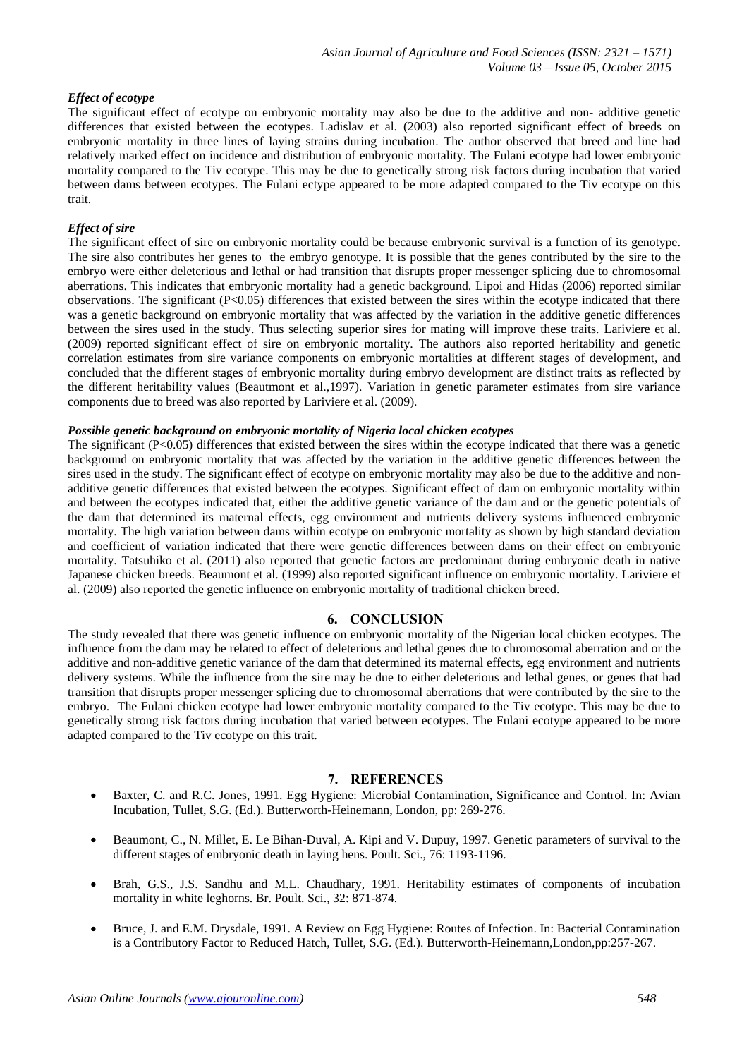### *Effect of ecotype*

The significant effect of ecotype on embryonic mortality may also be due to the additive and non- additive genetic differences that existed between the ecotypes. Ladislav et al. (2003) also reported significant effect of breeds on embryonic mortality in three lines of laying strains during incubation. The author observed that breed and line had relatively marked effect on incidence and distribution of embryonic mortality. The Fulani ecotype had lower embryonic mortality compared to the Tiv ecotype. This may be due to genetically strong risk factors during incubation that varied between dams between ecotypes. The Fulani ectype appeared to be more adapted compared to the Tiv ecotype on this trait.

### *Effect of sire*

The significant effect of sire on embryonic mortality could be because embryonic survival is a function of its genotype. The sire also contributes her genes to the embryo genotype. It is possible that the genes contributed by the sire to the embryo were either deleterious and lethal or had transition that disrupts proper messenger splicing due to chromosomal aberrations. This indicates that embryonic mortality had a genetic background. Lipoi and Hidas (2006) reported similar observations. The significant ($P<0.05$) differences that existed between the sires within the ecotype indicated that there was a genetic background on embryonic mortality that was affected by the variation in the additive genetic differences between the sires used in the study. Thus selecting superior sires for mating will improve these traits. Lariviere et al. (2009) reported significant effect of sire on embryonic mortality. The authors also reported heritability and genetic correlation estimates from sire variance components on embryonic mortalities at different stages of development, and concluded that the different stages of embryonic mortality during embryo development are distinct traits as reflected by the different heritability values (Beautmont et al.,1997). Variation in genetic parameter estimates from sire variance components due to breed was also reported by Lariviere et al. (2009).

### ***Possible genetic background on embryonic mortality of Nigeria local chicken ecotypes***

The significant ($P<0.05$) differences that existed between the sires within the ecotype indicated that there was a genetic background on embryonic mortality that was affected by the variation in the additive genetic differences between the sires used in the study. The significant effect of ecotype on embryonic mortality may also be due to the additive and non-additive genetic differences that existed between the ecotypes. Significant effect of dam on embryonic mortality within and between the ecotypes indicated that, either the additive genetic variance of the dam and or the genetic potentials of the dam that determined its maternal effects, egg environment and nutrients delivery systems influenced embryonic mortality. The high variation between dams within ecotype on embryonic mortality as shown by high standard deviation and coefficient of variation indicated that there were genetic differences between dams on their effect on embryonic mortality. Tatsuhiko et al. (2011) also reported that genetic factors are predominant during embryonic death in native Japanese chicken breeds. Beaumont et al. (1999) also reported significant influence on embryonic mortality. Lariviere et al. (2009) also reported the genetic influence on embryonic mortality of traditional chicken breed.

## 6. CONCLUSION

The study revealed that there was genetic influence on embryonic mortality of the Nigerian local chicken ecotypes. The influence from the dam may be related to effect of deleterious and lethal genes due to chromosomal aberration and or the additive and non-additive genetic variance of the dam that determined its maternal effects, egg environment and nutrients delivery systems. While the influence from the sire may be due to either deleterious and lethal genes, or genes that had transition that disrupts proper messenger splicing due to chromosomal aberrations that were contributed by the sire to the embryo. The Fulani chicken ecotype had lower embryonic mortality compared to the Tiv ecotype. This may be due to genetically strong risk factors during incubation that varied between ecotypes. The Fulani ecotype appeared to be more adapted compared to the Tiv ecotype on this trait.

## 7. REFERENCES

- Baxter, C. and R.C. Jones, 1991. Egg Hygiene: Microbial Contamination, Significance and Control. In: Avian Incubation, Tullet, S.G. (Ed.). Butterworth-Heinemann, London, pp: 269-276.
- Beaumont, C., N. Millet, E. Le Bihan-Duval, A. Kipi and V. Dupuy, 1997. Genetic parameters of survival to the different stages of embryonic death in laying hens. Poult. Sci., 76: 1193-1196.
- Brah, G.S., J.S. Sandhu and M.L. Chaudhary, 1991. Heritability estimates of components of incubation mortality in white leghorns. Br. Poult. Sci., 32: 871-874.
- Bruce, J. and E.M. Drysdale, 1991. A Review on Egg Hygiene: Routes of Infection. In: Bacterial Contamination is a Contributory Factor to Reduced Hatch, Tullet, S.G. (Ed.). Butterworth-Heinemann,London,pp:257-267.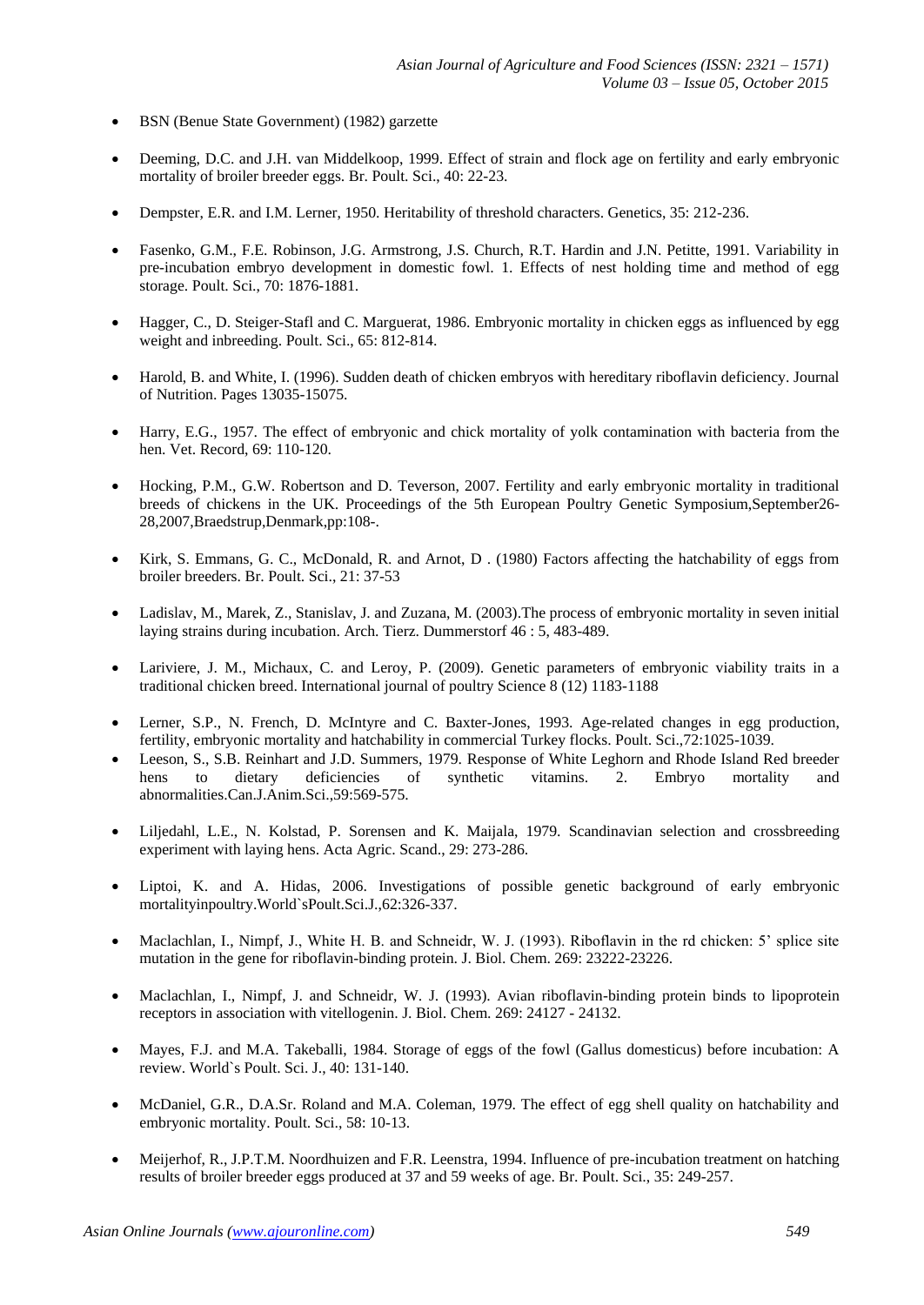- BSN (Benue State Government) (1982) garzette
- Deeming, D.C. and J.H. van Middelkoop, 1999. Effect of strain and flock age on fertility and early embryonic mortality of broiler breeder eggs. Br. Poult. Sci., 40: 22-23.
- Dempster, E.R. and I.M. Lerner, 1950. Heritability of threshold characters. Genetics, 35: 212-236.
- Fasenko, G.M., F.E. Robinson, J.G. Armstrong, J.S. Church, R.T. Hardin and J.N. Petitte, 1991. Variability in pre-incubation embryo development in domestic fowl. 1. Effects of nest holding time and method of egg storage. Poult. Sci., 70: 1876-1881.
- Hagger, C., D. Steiger-Stafl and C. Marguerat, 1986. Embryonic mortality in chicken eggs as influenced by egg weight and inbreeding. Poult. Sci., 65: 812-814.
- Harold, B. and White, I. (1996). Sudden death of chicken embryos with hereditary riboflavin deficiency. Journal of Nutrition. Pages 13035-15075.
- Harry, E.G., 1957. The effect of embryonic and chick mortality of yolk contamination with bacteria from the hen. Vet. Record, 69: 110-120.
- Hocking, P.M., G.W. Robertson and D. Teverson, 2007. Fertility and early embryonic mortality in traditional breeds of chickens in the UK. Proceedings of the 5th European Poultry Genetic Symposium,September26-28,2007,Braedstrup,Denmark,pp:108-.
- Kirk, S. Emmans, G. C., McDonald, R. and Arnot, D . (1980) Factors affecting the hatchability of eggs from broiler breeders. Br. Poult. Sci., 21: 37-53
- Ladislav, M., Marek, Z., Stanislav, J. and Zuzana, M. (2003).The process of embryonic mortality in seven initial laying strains during incubation. Arch. Tierz. Dummerstorf 46 : 5, 483-489.
- Lariviere, J. M., Michaux, C. and Leroy, P. (2009). Genetic parameters of embryonic viability traits in a traditional chicken breed. International journal of poultry Science 8 (12) 1183-1188
- Lerner, S.P., N. French, D. McIntyre and C. Baxter-Jones, 1993. Age-related changes in egg production, fertility, embryonic mortality and hatchability in commercial Turkey flocks. Poult. Sci.,72:1025-1039.
- Leeson, S., S.B. Reinhart and J.D. Summers, 1979. Response of White Leghorn and Rhode Island Red breeder hens to dietary deficiencies of synthetic vitamins. 2. Embryo mortality and abnormalities.Can.J.Anim.Sci.,59:569-575.
- Liljedahl, L.E., N. Kolstad, P. Sorensen and K. Maijala, 1979. Scandinavian selection and crossbreeding experiment with laying hens. Acta Agric. Scand., 29: 273-286.
- Liptoi, K. and A. Hidas, 2006. Investigations of possible genetic background of early embryonic mortalityinpoultry.World`sPoult.Sci.J.,62:326-337.
- Maclachlan, I., Nimpf, J., White H. B. and Schneidr, W. J. (1993). Riboflavin in the rd chicken: 5' splice site mutation in the gene for riboflavin-binding protein. J. Biol. Chem. 269: 23222-23226.
- Maclachlan, I., Nimpf, J. and Schneidr, W. J. (1993). Avian riboflavin-binding protein binds to lipoprotein receptors in association with vitellogenin. J. Biol. Chem. 269: 24127 - 24132.
- Mayes, F.J. and M.A. Takeballi, 1984. Storage of eggs of the fowl (Gallus domesticus) before incubation: A review. World`s Poult. Sci. J., 40: 131-140.
- McDaniel, G.R., D.A.Sr. Roland and M.A. Coleman, 1979. The effect of egg shell quality on hatchability and embryonic mortality. Poult. Sci., 58: 10-13.
- Meijerhof, R., J.P.T.M. Noordhuizen and F.R. Leenstra, 1994. Influence of pre-incubation treatment on hatching results of broiler breeder eggs produced at 37 and 59 weeks of age. Br. Poult. Sci., 35: 249-257.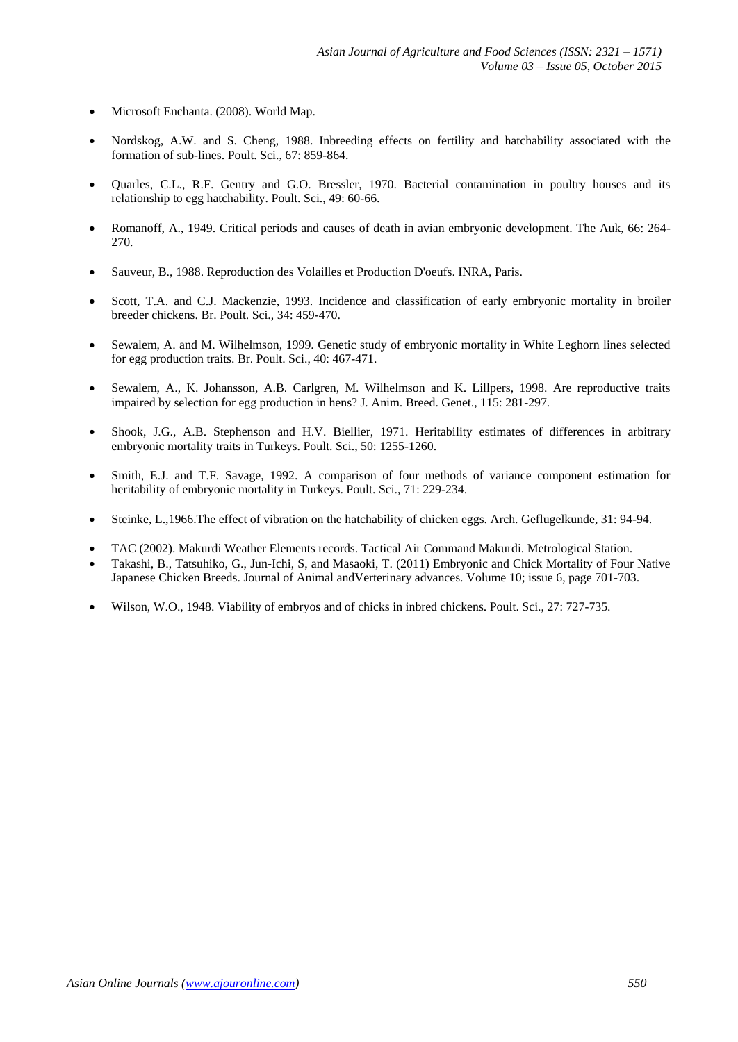- Microsoft Enchanta. (2008). World Map.
- Nordskog, A.W. and S. Cheng, 1988. Inbreeding effects on fertility and hatchability associated with the formation of sub-lines. Poult. Sci., 67: 859-864.
- Quarles, C.L., R.F. Gentry and G.O. Bressler, 1970. Bacterial contamination in poultry houses and its relationship to egg hatchability. Poult. Sci., 49: 60-66.
- Romanoff, A., 1949. Critical periods and causes of death in avian embryonic development. The Auk, 66: 264-270.
- Sauveur, B., 1988. Reproduction des Volailles et Production D'oeufs. INRA, Paris.
- Scott, T.A. and C.J. Mackenzie, 1993. Incidence and classification of early embryonic mortality in broiler breeder chickens. Br. Poult. Sci., 34: 459-470.
- Sewalem, A. and M. Wilhelmson, 1999. Genetic study of embryonic mortality in White Leghorn lines selected for egg production traits. Br. Poult. Sci., 40: 467-471.
- Sewalem, A., K. Johansson, A.B. Carlgren, M. Wilhelmson and K. Lillpers, 1998. Are reproductive traits impaired by selection for egg production in hens? J. Anim. Breed. Genet., 115: 281-297.
- Shook, J.G., A.B. Stephenson and H.V. Biellier, 1971. Heritability estimates of differences in arbitrary embryonic mortality traits in Turkeys. Poult. Sci., 50: 1255-1260.
- Smith, E.J. and T.F. Savage, 1992. A comparison of four methods of variance component estimation for heritability of embryonic mortality in Turkeys. Poult. Sci., 71: 229-234.
- Steinke, L.,1966.The effect of vibration on the hatchability of chicken eggs. Arch. Geflugelkunde, 31: 94-94.
- TAC (2002). Makurdi Weather Elements records. Tactical Air Command Makurdi. Metrological Station.
- Takashi, B., Tatsuhiko, G., Jun-Ichi, S, and Masaoki, T. (2011) Embryonic and Chick Mortality of Four Native Japanese Chicken Breeds. Journal of Animal andVerterinary advances. Volume 10; issue 6, page 701-703.
- Wilson, W.O., 1948. Viability of embryos and of chicks in inbred chickens. Poult. Sci., 27: 727-735.